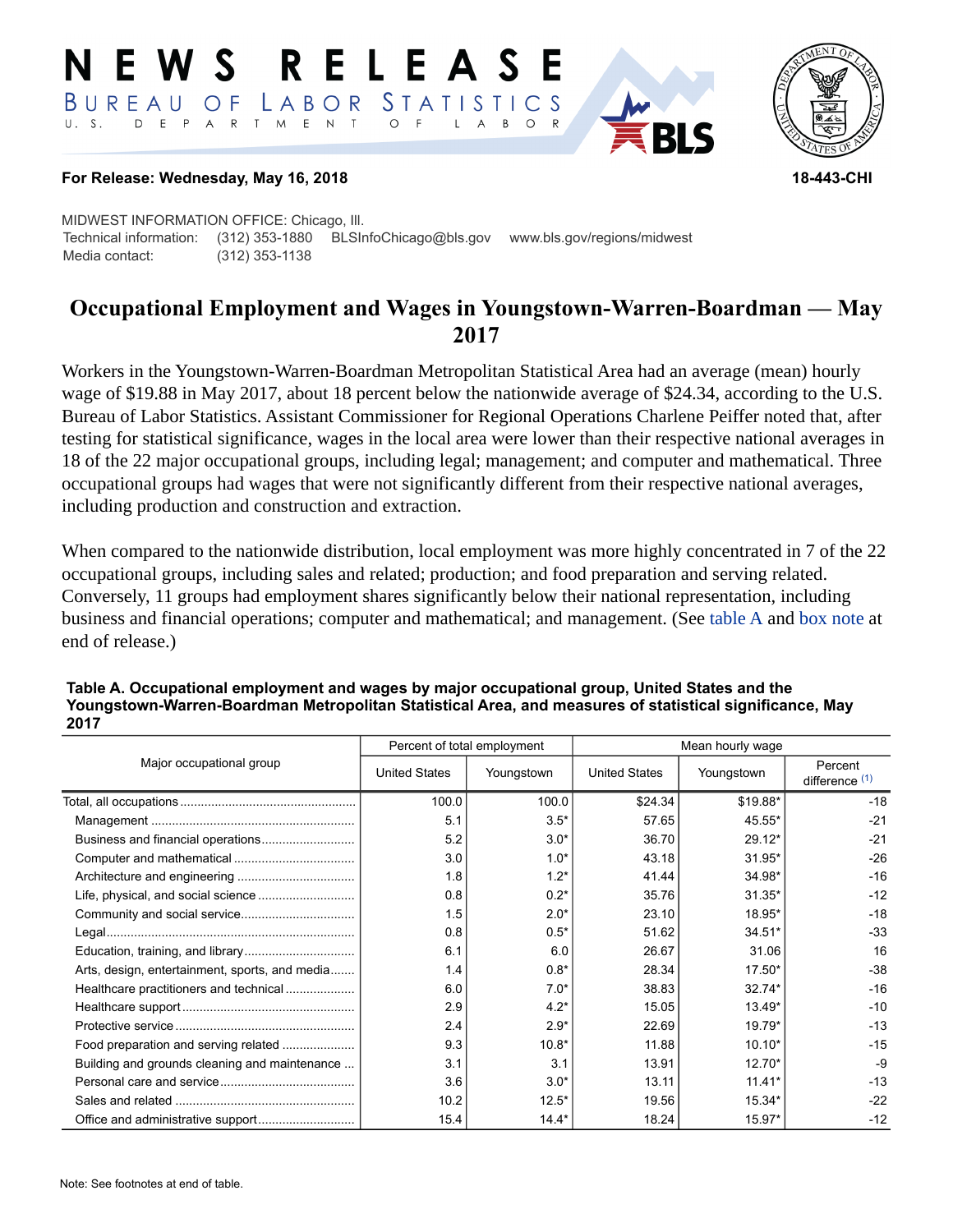# NEWS RELEASE

BUREAU OF LABOR STATISTICS
U. S. DEPARTMENT OF LABOR

**For Release: Wednesday, May 16, 2018** **18-443-CHI**

MIDWEST INFORMATION OFFICE: Chicago, Ill.
Technical information: (312) 353-1880 BLSInfoChicago@bls.gov www.bls.gov/regions/midwest
Media contact: (312) 353-1138

## Occupational Employment and Wages in Youngstown-Warren-Boardman — May 2017

Workers in the Youngstown-Warren-Boardman Metropolitan Statistical Area had an average (mean) hourly wage of $19.88 in May 2017, about 18 percent below the nationwide average of $24.34, according to the U.S. Bureau of Labor Statistics. Assistant Commissioner for Regional Operations Charlene Peiffer noted that, after testing for statistical significance, wages in the local area were lower than their respective national averages in 18 of the 22 major occupational groups, including legal; management; and computer and mathematical. Three occupational groups had wages that were not significantly different from their respective national averages, including production and construction and extraction.

When compared to the nationwide distribution, local employment was more highly concentrated in 7 of the 22 occupational groups, including sales and related; production; and food preparation and serving related. Conversely, 11 groups had employment shares significantly below their national representation, including business and financial operations; computer and mathematical; and management. (See table A and box note at end of release.)

**Table A. Occupational employment and wages by major occupational group, United States and the Youngstown-Warren-Boardman Metropolitan Statistical Area, and measures of statistical significance, May 2017**

| Major occupational group | Percent of total employment | | Mean hourly wage | | |
|---|---|---|---|---|---|
| | United States | Youngstown | United States | Youngstown | Percent difference (1) |
| Total, all occupations | 100.0 | 100.0 | $24.34 | $19.88* | -18 |
| Management | 5.1 | 3.5* | 57.65 | 45.55* | -21 |
| Business and financial operations | 5.2 | 3.0* | 36.70 | 29.12* | -21 |
| Computer and mathematical | 3.0 | 1.0* | 43.18 | 31.95* | -26 |
| Architecture and engineering | 1.8 | 1.2* | 41.44 | 34.98* | -16 |
| Life, physical, and social science | 0.8 | 0.2* | 35.76 | 31.35* | -12 |
| Community and social service | 1.5 | 2.0* | 23.10 | 18.95* | -18 |
| Legal | 0.8 | 0.5* | 51.62 | 34.51* | -33 |
| Education, training, and library | 6.1 | 6.0 | 26.67 | 31.06 | 16 |
| Arts, design, entertainment, sports, and media | 1.4 | 0.8* | 28.34 | 17.50* | -38 |
| Healthcare practitioners and technical | 6.0 | 7.0* | 38.83 | 32.74* | -16 |
| Healthcare support | 2.9 | 4.2* | 15.05 | 13.49* | -10 |
| Protective service | 2.4 | 2.9* | 22.69 | 19.79* | -13 |
| Food preparation and serving related | 9.3 | 10.8* | 11.88 | 10.10* | -15 |
| Building and grounds cleaning and maintenance | 3.1 | 3.1 | 13.91 | 12.70* | -9 |
| Personal care and service | 3.6 | 3.0* | 13.11 | 11.41* | -13 |
| Sales and related | 10.2 | 12.5* | 19.56 | 15.34* | -22 |
| Office and administrative support | 15.4 | 14.4* | 18.24 | 15.97* | -12 |

Note: See footnotes at end of table.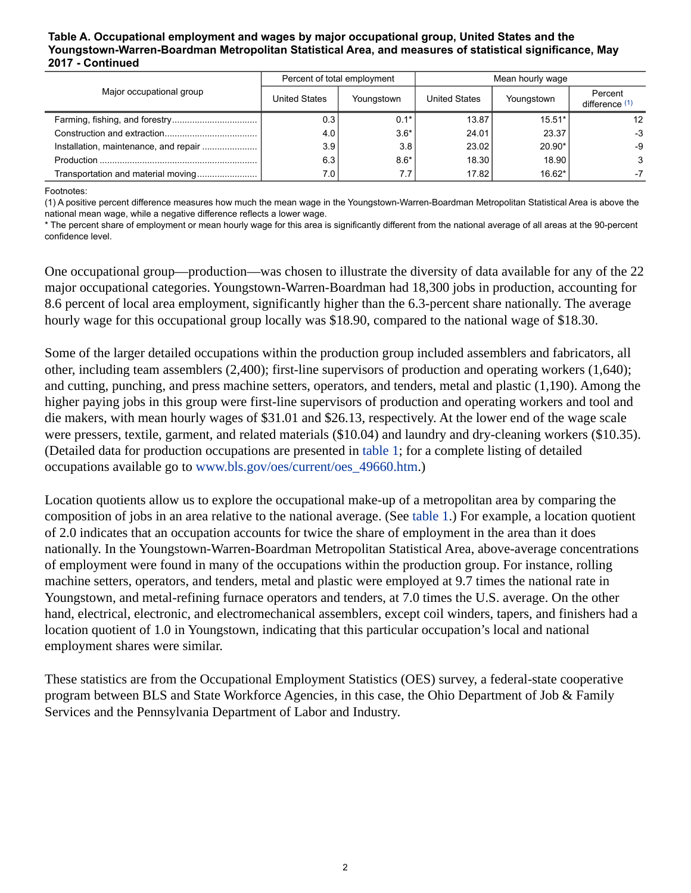**Table A. Occupational employment and wages by major occupational group, United States and the Youngstown-Warren-Boardman Metropolitan Statistical Area, and measures of statistical significance, May 2017 - Continued**

| Major occupational group | Percent of total employment | | Mean hourly wage | | |
|---|---|---|---|---|---|
| | United States | Youngstown | United States | Youngstown | Percent difference (1) |
| Farming, fishing, and forestry | 0.3 | 0.1* | 13.87 | 15.51* | 12 |
| Construction and extraction | 4.0 | 3.6* | 24.01 | 23.37 | -3 |
| Installation, maintenance, and repair | 3.9 | 3.8 | 23.02 | 20.90* | -9 |
| Production | 6.3 | 8.6* | 18.30 | 18.90 | 3 |
| Transportation and material moving | 7.0 | 7.7 | 17.82 | 16.62* | -7 |

Footnotes:
(1) A positive percent difference measures how much the mean wage in the Youngstown-Warren-Boardman Metropolitan Statistical Area is above the national mean wage, while a negative difference reflects a lower wage.
* The percent share of employment or mean hourly wage for this area is significantly different from the national average of all areas at the 90-percent confidence level.

One occupational group—production—was chosen to illustrate the diversity of data available for any of the 22 major occupational categories. Youngstown-Warren-Boardman had 18,300 jobs in production, accounting for 8.6 percent of local area employment, significantly higher than the 6.3-percent share nationally. The average hourly wage for this occupational group locally was $18.90, compared to the national wage of $18.30.

Some of the larger detailed occupations within the production group included assemblers and fabricators, all other, including team assemblers (2,400); first-line supervisors of production and operating workers (1,640); and cutting, punching, and press machine setters, operators, and tenders, metal and plastic (1,190). Among the higher paying jobs in this group were first-line supervisors of production and operating workers and tool and die makers, with mean hourly wages of $31.01 and $26.13, respectively. At the lower end of the wage scale were pressers, textile, garment, and related materials ($10.04) and laundry and dry-cleaning workers ($10.35). (Detailed data for production occupations are presented in table 1; for a complete listing of detailed occupations available go to www.bls.gov/oes/current/oes_49660.htm.)

Location quotients allow us to explore the occupational make-up of a metropolitan area by comparing the composition of jobs in an area relative to the national average. (See table 1.) For example, a location quotient of 2.0 indicates that an occupation accounts for twice the share of employment in the area than it does nationally. In the Youngstown-Warren-Boardman Metropolitan Statistical Area, above-average concentrations of employment were found in many of the occupations within the production group. For instance, rolling machine setters, operators, and tenders, metal and plastic were employed at 9.7 times the national rate in Youngstown, and metal-refining furnace operators and tenders, at 7.0 times the U.S. average. On the other hand, electrical, electronic, and electromechanical assemblers, except coil winders, tapers, and finishers had a location quotient of 1.0 in Youngstown, indicating that this particular occupation's local and national employment shares were similar.

These statistics are from the Occupational Employment Statistics (OES) survey, a federal-state cooperative program between BLS and State Workforce Agencies, in this case, the Ohio Department of Job & Family Services and the Pennsylvania Department of Labor and Industry.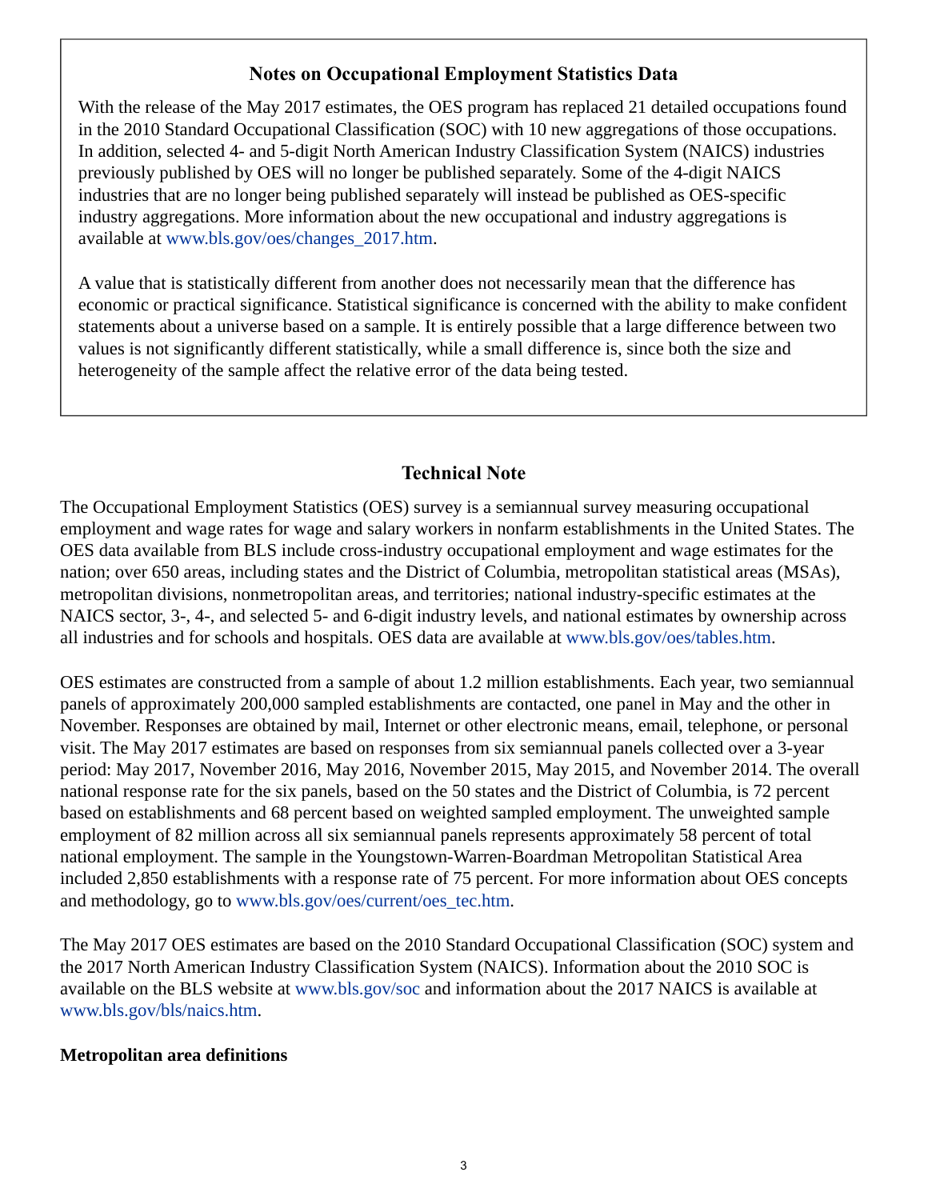## Notes on Occupational Employment Statistics Data

With the release of the May 2017 estimates, the OES program has replaced 21 detailed occupations found in the 2010 Standard Occupational Classification (SOC) with 10 new aggregations of those occupations. In addition, selected 4- and 5-digit North American Industry Classification System (NAICS) industries previously published by OES will no longer be published separately. Some of the 4-digit NAICS industries that are no longer being published separately will instead be published as OES-specific industry aggregations. More information about the new occupational and industry aggregations is available at www.bls.gov/oes/changes_2017.htm.

A value that is statistically different from another does not necessarily mean that the difference has economic or practical significance. Statistical significance is concerned with the ability to make confident statements about a universe based on a sample. It is entirely possible that a large difference between two values is not significantly different statistically, while a small difference is, since both the size and heterogeneity of the sample affect the relative error of the data being tested.

## Technical Note

The Occupational Employment Statistics (OES) survey is a semiannual survey measuring occupational employment and wage rates for wage and salary workers in nonfarm establishments in the United States. The OES data available from BLS include cross-industry occupational employment and wage estimates for the nation; over 650 areas, including states and the District of Columbia, metropolitan statistical areas (MSAs), metropolitan divisions, nonmetropolitan areas, and territories; national industry-specific estimates at the NAICS sector, 3-, 4-, and selected 5- and 6-digit industry levels, and national estimates by ownership across all industries and for schools and hospitals. OES data are available at www.bls.gov/oes/tables.htm.

OES estimates are constructed from a sample of about 1.2 million establishments. Each year, two semiannual panels of approximately 200,000 sampled establishments are contacted, one panel in May and the other in November. Responses are obtained by mail, Internet or other electronic means, email, telephone, or personal visit. The May 2017 estimates are based on responses from six semiannual panels collected over a 3-year period: May 2017, November 2016, May 2016, November 2015, May 2015, and November 2014. The overall national response rate for the six panels, based on the 50 states and the District of Columbia, is 72 percent based on establishments and 68 percent based on weighted sampled employment. The unweighted sample employment of 82 million across all six semiannual panels represents approximately 58 percent of total national employment. The sample in the Youngstown-Warren-Boardman Metropolitan Statistical Area included 2,850 establishments with a response rate of 75 percent. For more information about OES concepts and methodology, go to www.bls.gov/oes/current/oes_tec.htm.

The May 2017 OES estimates are based on the 2010 Standard Occupational Classification (SOC) system and the 2017 North American Industry Classification System (NAICS). Information about the 2010 SOC is available on the BLS website at www.bls.gov/soc and information about the 2017 NAICS is available at www.bls.gov/bls/naics.htm.

### Metropolitan area definitions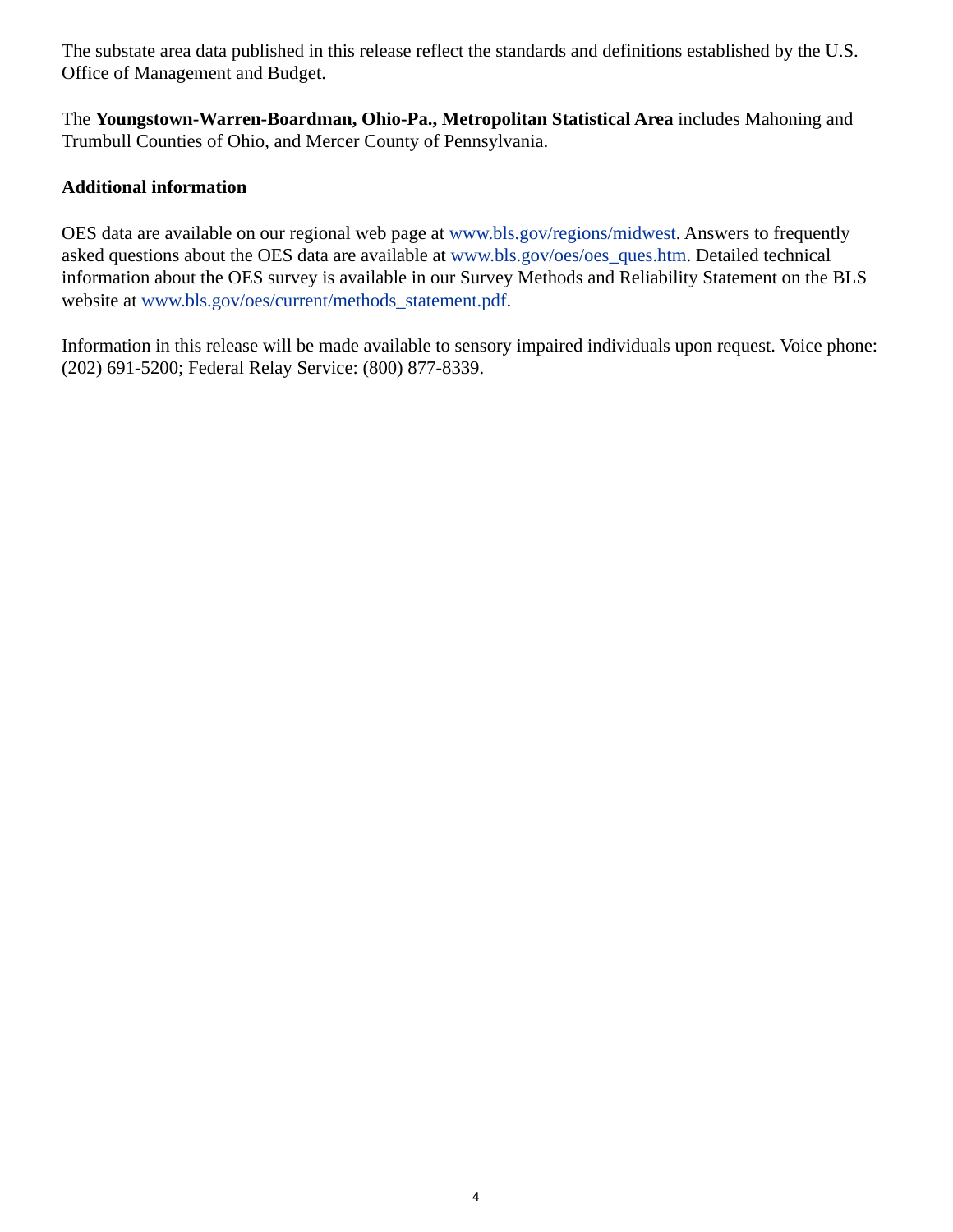The substate area data published in this release reflect the standards and definitions established by the U.S. Office of Management and Budget.

The **Youngstown-Warren-Boardman, Ohio-Pa., Metropolitan Statistical Area** includes Mahoning and Trumbull Counties of Ohio, and Mercer County of Pennsylvania.

**Additional information**

OES data are available on our regional web page at www.bls.gov/regions/midwest. Answers to frequently asked questions about the OES data are available at www.bls.gov/oes/oes_ques.htm. Detailed technical information about the OES survey is available in our Survey Methods and Reliability Statement on the BLS website at www.bls.gov/oes/current/methods_statement.pdf.

Information in this release will be made available to sensory impaired individuals upon request. Voice phone: (202) 691-5200; Federal Relay Service: (800) 877-8339.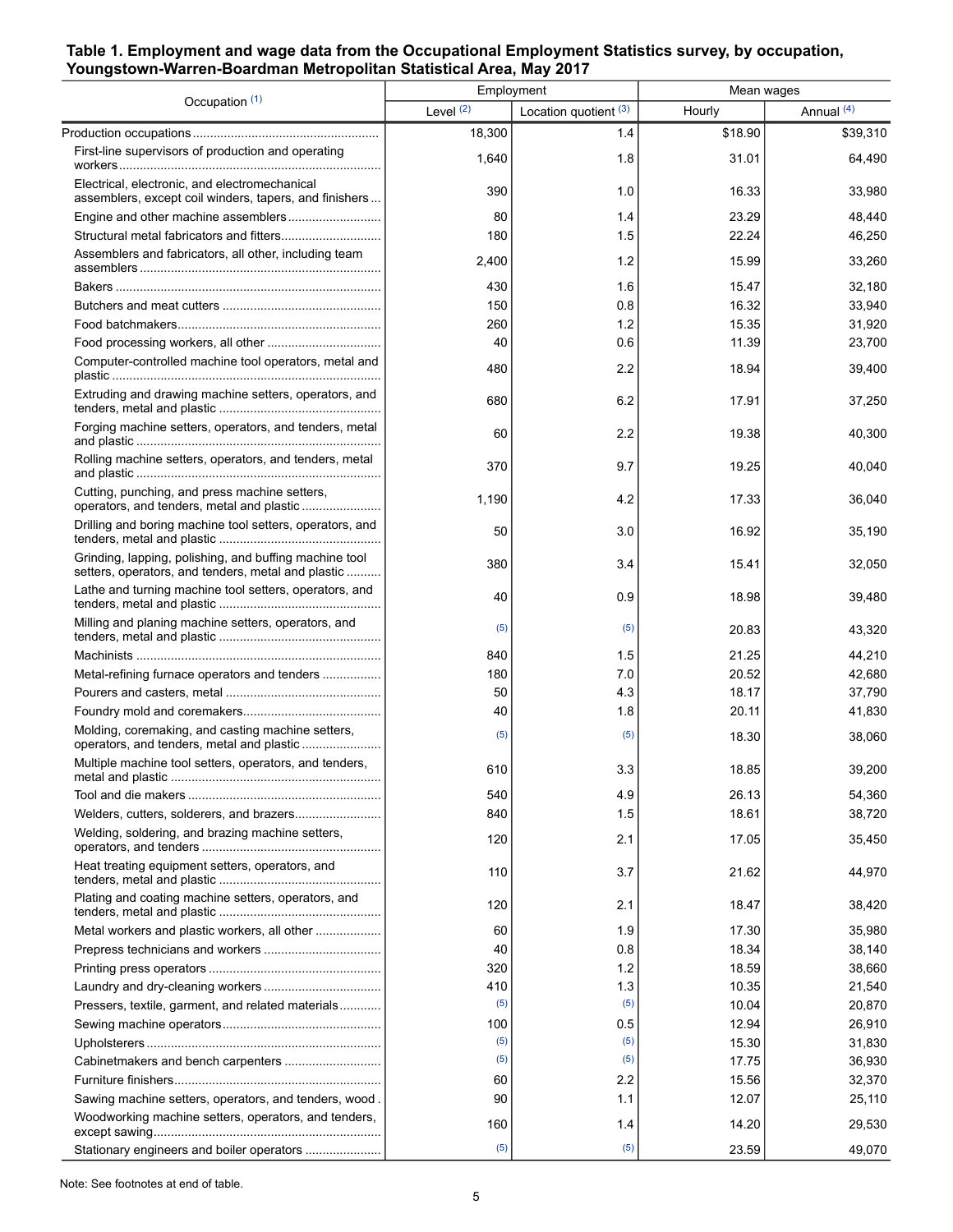**Table 1. Employment and wage data from the Occupational Employment Statistics survey, by occupation, Youngstown-Warren-Boardman Metropolitan Statistical Area, May 2017**

| Occupation (1) | Employment | | Mean wages | |
|---|---|---|---|---|
| | Level (2) | Location quotient (3) | Hourly | Annual (4) |
| Production occupations | 18,300 | 1.4 | $18.90 | $39,310 |
| First-line supervisors of production and operating workers | 1,640 | 1.8 | 31.01 | 64,490 |
| Electrical, electronic, and electromechanical assemblers, except coil winders, tapers, and finishers | 390 | 1.0 | 16.33 | 33,980 |
| Engine and other machine assemblers | 80 | 1.4 | 23.29 | 48,440 |
| Structural metal fabricators and fitters | 180 | 1.5 | 22.24 | 46,250 |
| Assemblers and fabricators, all other, including team assemblers | 2,400 | 1.2 | 15.99 | 33,260 |
| Bakers | 430 | 1.6 | 15.47 | 32,180 |
| Butchers and meat cutters | 150 | 0.8 | 16.32 | 33,940 |
| Food batchmakers | 260 | 1.2 | 15.35 | 31,920 |
| Food processing workers, all other | 40 | 0.6 | 11.39 | 23,700 |
| Computer-controlled machine tool operators, metal and plastic | 480 | 2.2 | 18.94 | 39,400 |
| Extruding and drawing machine setters, operators, and tenders, metal and plastic | 680 | 6.2 | 17.91 | 37,250 |
| Forging machine setters, operators, and tenders, metal and plastic | 60 | 2.2 | 19.38 | 40,300 |
| Rolling machine setters, operators, and tenders, metal and plastic | 370 | 9.7 | 19.25 | 40,040 |
| Cutting, punching, and press machine setters, operators, and tenders, metal and plastic | 1,190 | 4.2 | 17.33 | 36,040 |
| Drilling and boring machine tool setters, operators, and tenders, metal and plastic | 50 | 3.0 | 16.92 | 35,190 |
| Grinding, lapping, polishing, and buffing machine tool setters, operators, and tenders, metal and plastic | 380 | 3.4 | 15.41 | 32,050 |
| Lathe and turning machine tool setters, operators, and tenders, metal and plastic | 40 | 0.9 | 18.98 | 39,480 |
| Milling and planing machine setters, operators, and tenders, metal and plastic | (5) | (5) | 20.83 | 43,320 |
| Machinists | 840 | 1.5 | 21.25 | 44,210 |
| Metal-refining furnace operators and tenders | 180 | 7.0 | 20.52 | 42,680 |
| Pourers and casters, metal | 50 | 4.3 | 18.17 | 37,790 |
| Foundry mold and coremakers | 40 | 1.8 | 20.11 | 41,830 |
| Molding, coremaking, and casting machine setters, operators, and tenders, metal and plastic | (5) | (5) | 18.30 | 38,060 |
| Multiple machine tool setters, operators, and tenders, metal and plastic | 610 | 3.3 | 18.85 | 39,200 |
| Tool and die makers | 540 | 4.9 | 26.13 | 54,360 |
| Welders, cutters, solderers, and brazers | 840 | 1.5 | 18.61 | 38,720 |
| Welding, soldering, and brazing machine setters, operators, and tenders | 120 | 2.1 | 17.05 | 35,450 |
| Heat treating equipment setters, operators, and tenders, metal and plastic | 110 | 3.7 | 21.62 | 44,970 |
| Plating and coating machine setters, operators, and tenders, metal and plastic | 120 | 2.1 | 18.47 | 38,420 |
| Metal workers and plastic workers, all other | 60 | 1.9 | 17.30 | 35,980 |
| Prepress technicians and workers | 40 | 0.8 | 18.34 | 38,140 |
| Printing press operators | 320 | 1.2 | 18.59 | 38,660 |
| Laundry and dry-cleaning workers | 410 | 1.3 | 10.35 | 21,540 |
| Pressers, textile, garment, and related materials | (5) | (5) | 10.04 | 20,870 |
| Sewing machine operators | 100 | 0.5 | 12.94 | 26,910 |
| Upholsterers | (5) | (5) | 15.30 | 31,830 |
| Cabinetmakers and bench carpenters | (5) | (5) | 17.75 | 36,930 |
| Furniture finishers | 60 | 2.2 | 15.56 | 32,370 |
| Sawing machine setters, operators, and tenders, wood | 90 | 1.1 | 12.07 | 25,110 |
| Woodworking machine setters, operators, and tenders, except sawing | 160 | 1.4 | 14.20 | 29,530 |
| Stationary engineers and boiler operators | (5) | (5) | 23.59 | 49,070 |

Note: See footnotes at end of table.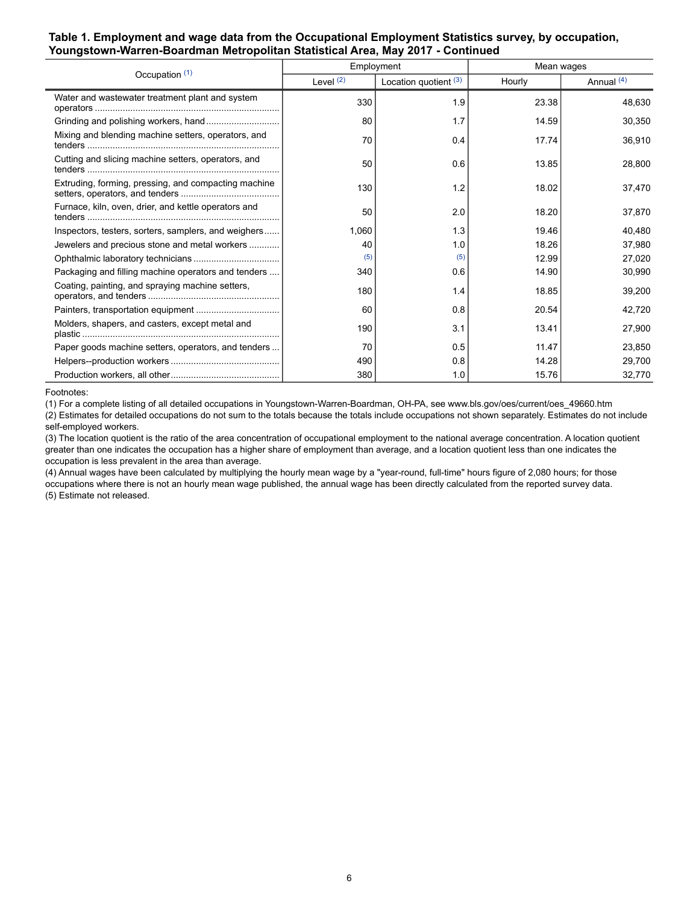**Table 1. Employment and wage data from the Occupational Employment Statistics survey, by occupation, Youngstown-Warren-Boardman Metropolitan Statistical Area, May 2017 - Continued**

| Occupation (1) | Employment | | Mean wages | |
|---|---|---|---|---|
| | Level (2) | Location quotient (3) | Hourly | Annual (4) |
| Water and wastewater treatment plant and system operators | 330 | 1.9 | 23.38 | 48,630 |
| Grinding and polishing workers, hand | 80 | 1.7 | 14.59 | 30,350 |
| Mixing and blending machine setters, operators, and tenders | 70 | 0.4 | 17.74 | 36,910 |
| Cutting and slicing machine setters, operators, and tenders | 50 | 0.6 | 13.85 | 28,800 |
| Extruding, forming, pressing, and compacting machine setters, operators, and tenders | 130 | 1.2 | 18.02 | 37,470 |
| Furnace, kiln, oven, drier, and kettle operators and tenders | 50 | 2.0 | 18.20 | 37,870 |
| Inspectors, testers, sorters, samplers, and weighers | 1,060 | 1.3 | 19.46 | 40,480 |
| Jewelers and precious stone and metal workers | 40 | 1.0 | 18.26 | 37,980 |
| Ophthalmic laboratory technicians | (5) | (5) | 12.99 | 27,020 |
| Packaging and filling machine operators and tenders | 340 | 0.6 | 14.90 | 30,990 |
| Coating, painting, and spraying machine setters, operators, and tenders | 180 | 1.4 | 18.85 | 39,200 |
| Painters, transportation equipment | 60 | 0.8 | 20.54 | 42,720 |
| Molders, shapers, and casters, except metal and plastic | 190 | 3.1 | 13.41 | 27,900 |
| Paper goods machine setters, operators, and tenders | 70 | 0.5 | 11.47 | 23,850 |
| Helpers--production workers | 490 | 0.8 | 14.28 | 29,700 |
| Production workers, all other | 380 | 1.0 | 15.76 | 32,770 |

Footnotes:

(1) For a complete listing of all detailed occupations in Youngstown-Warren-Boardman, OH-PA, see www.bls.gov/oes/current/oes_49660.htm

(2) Estimates for detailed occupations do not sum to the totals because the totals include occupations not shown separately. Estimates do not include self-employed workers.

(3) The location quotient is the ratio of the area concentration of occupational employment to the national average concentration. A location quotient greater than one indicates the occupation has a higher share of employment than average, and a location quotient less than one indicates the occupation is less prevalent in the area than average.

(4) Annual wages have been calculated by multiplying the hourly mean wage by a "year-round, full-time" hours figure of 2,080 hours; for those occupations where there is not an hourly mean wage published, the annual wage has been directly calculated from the reported survey data.

(5) Estimate not released.